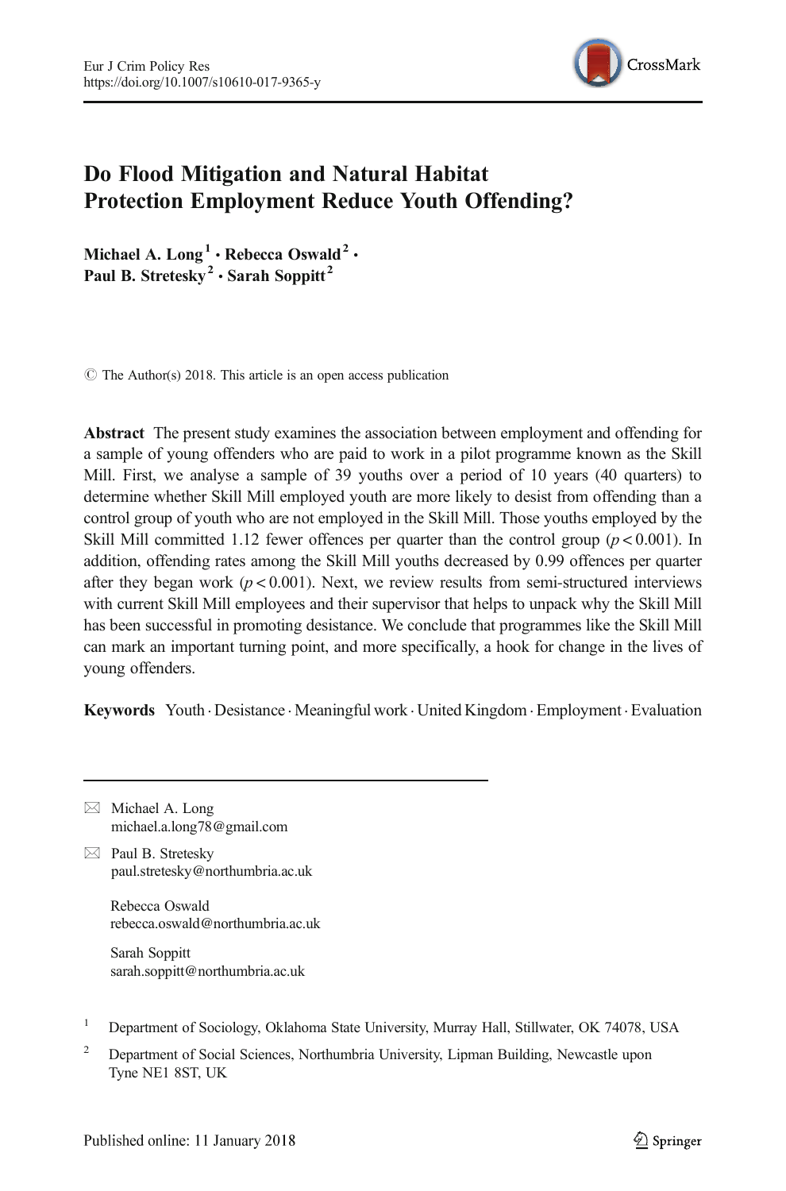# Do Flood Mitigation and Natural Habitat Protection Employment Reduce Youth Offending?

**Michael A. Long**[1] **· Rebecca Oswald**[2] **· Paul B. Stretesky**[2] **· Sarah Soppitt**[2]

© The Author(s) 2018. This article is an open access publication

**Abstract** The present study examines the association between employment and offending for a sample of young offenders who are paid to work in a pilot programme known as the Skill Mill. First, we analyse a sample of 39 youths over a period of 10 years (40 quarters) to determine whether Skill Mill employed youth are more likely to desist from offending than a control group of youth who are not employed in the Skill Mill. Those youths employed by the Skill Mill committed 1.12 fewer offences per quarter than the control group ($p < 0.001$). In addition, offending rates among the Skill Mill youths decreased by 0.99 offences per quarter after they began work ($p < 0.001$). Next, we review results from semi-structured interviews with current Skill Mill employees and their supervisor that helps to unpack why the Skill Mill has been successful in promoting desistance. We conclude that programmes like the Skill Mill can mark an important turning point, and more specifically, a hook for change in the lives of young offenders.

**Keywords** Youth · Desistance · Meaningful work · United Kingdom · Employment · Evaluation

---

✉ Michael A. Long
michael.a.long78@gmail.com

✉ Paul B. Stretesky
paul.stretesky@northumbria.ac.uk

Rebecca Oswald
rebecca.oswald@northumbria.ac.uk

Sarah Soppitt
sarah.soppitt@northumbria.ac.uk

[1] Department of Sociology, Oklahoma State University, Murray Hall, Stillwater, OK 74078, USA

[2] Department of Social Sciences, Northumbria University, Lipman Building, Newcastle upon Tyne NE1 8ST, UK

Published online: 11 January 2018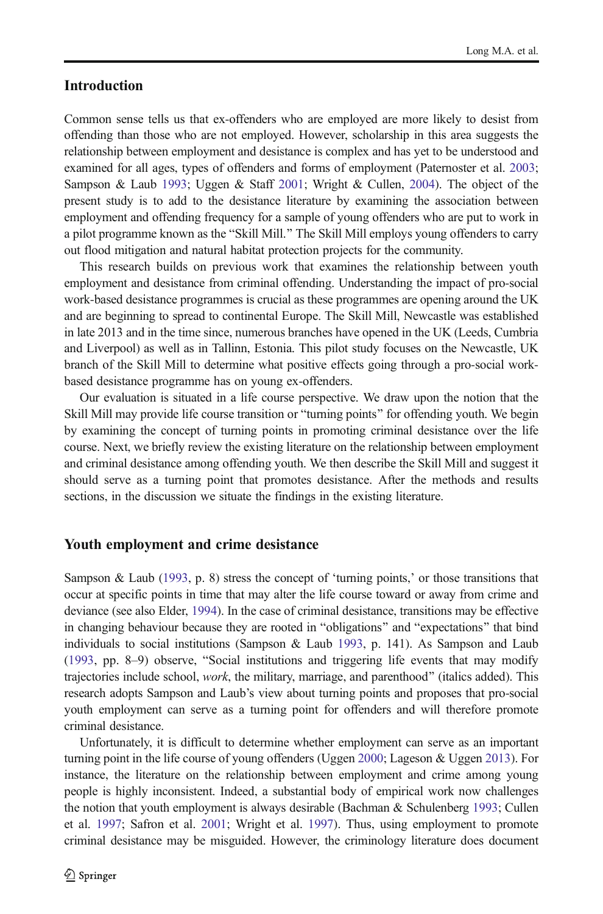## Introduction

Common sense tells us that ex-offenders who are employed are more likely to desist from offending than those who are not employed. However, scholarship in this area suggests the relationship between employment and desistance is complex and has yet to be understood and examined for all ages, types of offenders and forms of employment (Paternoster et al. 2003; Sampson & Laub 1993; Uggen & Staff 2001; Wright & Cullen, 2004). The object of the present study is to add to the desistance literature by examining the association between employment and offending frequency for a sample of young offenders who are put to work in a pilot programme known as the "Skill Mill." The Skill Mill employs young offenders to carry out flood mitigation and natural habitat protection projects for the community.

This research builds on previous work that examines the relationship between youth employment and desistance from criminal offending. Understanding the impact of pro-social work-based desistance programmes is crucial as these programmes are opening around the UK and are beginning to spread to continental Europe. The Skill Mill, Newcastle was established in late 2013 and in the time since, numerous branches have opened in the UK (Leeds, Cumbria and Liverpool) as well as in Tallinn, Estonia. This pilot study focuses on the Newcastle, UK branch of the Skill Mill to determine what positive effects going through a pro-social work-based desistance programme has on young ex-offenders.

Our evaluation is situated in a life course perspective. We draw upon the notion that the Skill Mill may provide life course transition or "turning points" for offending youth. We begin by examining the concept of turning points in promoting criminal desistance over the life course. Next, we briefly review the existing literature on the relationship between employment and criminal desistance among offending youth. We then describe the Skill Mill and suggest it should serve as a turning point that promotes desistance. After the methods and results sections, in the discussion we situate the findings in the existing literature.

## Youth employment and crime desistance

Sampson & Laub (1993, p. 8) stress the concept of 'turning points,' or those transitions that occur at specific points in time that may alter the life course toward or away from crime and deviance (see also Elder, 1994). In the case of criminal desistance, transitions may be effective in changing behaviour because they are rooted in "obligations" and "expectations" that bind individuals to social institutions (Sampson & Laub 1993, p. 141). As Sampson and Laub (1993, pp. 8–9) observe, "Social institutions and triggering life events that may modify trajectories include school, *work*, the military, marriage, and parenthood" (italics added). This research adopts Sampson and Laub's view about turning points and proposes that pro-social youth employment can serve as a turning point for offenders and will therefore promote criminal desistance.

Unfortunately, it is difficult to determine whether employment can serve as an important turning point in the life course of young offenders (Uggen 2000; Lageson & Uggen 2013). For instance, the literature on the relationship between employment and crime among young people is highly inconsistent. Indeed, a substantial body of empirical work now challenges the notion that youth employment is always desirable (Bachman & Schulenberg 1993; Cullen et al. 1997; Safron et al. 2001; Wright et al. 1997). Thus, using employment to promote criminal desistance may be misguided. However, the criminology literature does document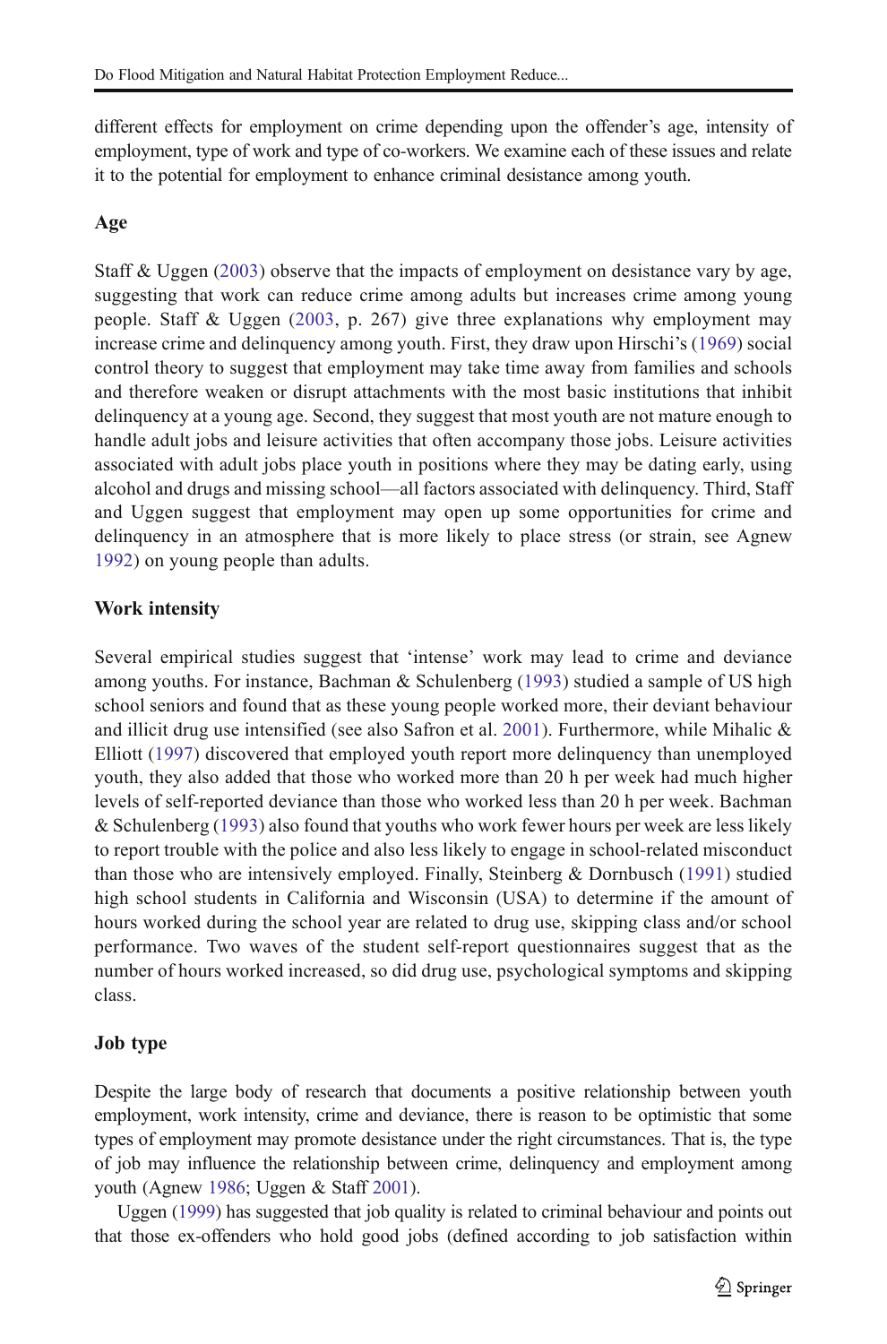different effects for employment on crime depending upon the offender's age, intensity of employment, type of work and type of co-workers. We examine each of these issues and relate it to the potential for employment to enhance criminal desistance among youth.

### Age

Staff & Uggen (2003) observe that the impacts of employment on desistance vary by age, suggesting that work can reduce crime among adults but increases crime among young people. Staff & Uggen (2003, p. 267) give three explanations why employment may increase crime and delinquency among youth. First, they draw upon Hirschi's (1969) social control theory to suggest that employment may take time away from families and schools and therefore weaken or disrupt attachments with the most basic institutions that inhibit delinquency at a young age. Second, they suggest that most youth are not mature enough to handle adult jobs and leisure activities that often accompany those jobs. Leisure activities associated with adult jobs place youth in positions where they may be dating early, using alcohol and drugs and missing school—all factors associated with delinquency. Third, Staff and Uggen suggest that employment may open up some opportunities for crime and delinquency in an atmosphere that is more likely to place stress (or strain, see Agnew 1992) on young people than adults.

### Work intensity

Several empirical studies suggest that 'intense' work may lead to crime and deviance among youths. For instance, Bachman & Schulenberg (1993) studied a sample of US high school seniors and found that as these young people worked more, their deviant behaviour and illicit drug use intensified (see also Safron et al. 2001). Furthermore, while Mihalic & Elliott (1997) discovered that employed youth report more delinquency than unemployed youth, they also added that those who worked more than 20 h per week had much higher levels of self-reported deviance than those who worked less than 20 h per week. Bachman & Schulenberg (1993) also found that youths who work fewer hours per week are less likely to report trouble with the police and also less likely to engage in school-related misconduct than those who are intensively employed. Finally, Steinberg & Dornbusch (1991) studied high school students in California and Wisconsin (USA) to determine if the amount of hours worked during the school year are related to drug use, skipping class and/or school performance. Two waves of the student self-report questionnaires suggest that as the number of hours worked increased, so did drug use, psychological symptoms and skipping class.

### Job type

Despite the large body of research that documents a positive relationship between youth employment, work intensity, crime and deviance, there is reason to be optimistic that some types of employment may promote desistance under the right circumstances. That is, the type of job may influence the relationship between crime, delinquency and employment among youth (Agnew 1986; Uggen & Staff 2001).

Uggen (1999) has suggested that job quality is related to criminal behaviour and points out that those ex-offenders who hold good jobs (defined according to job satisfaction within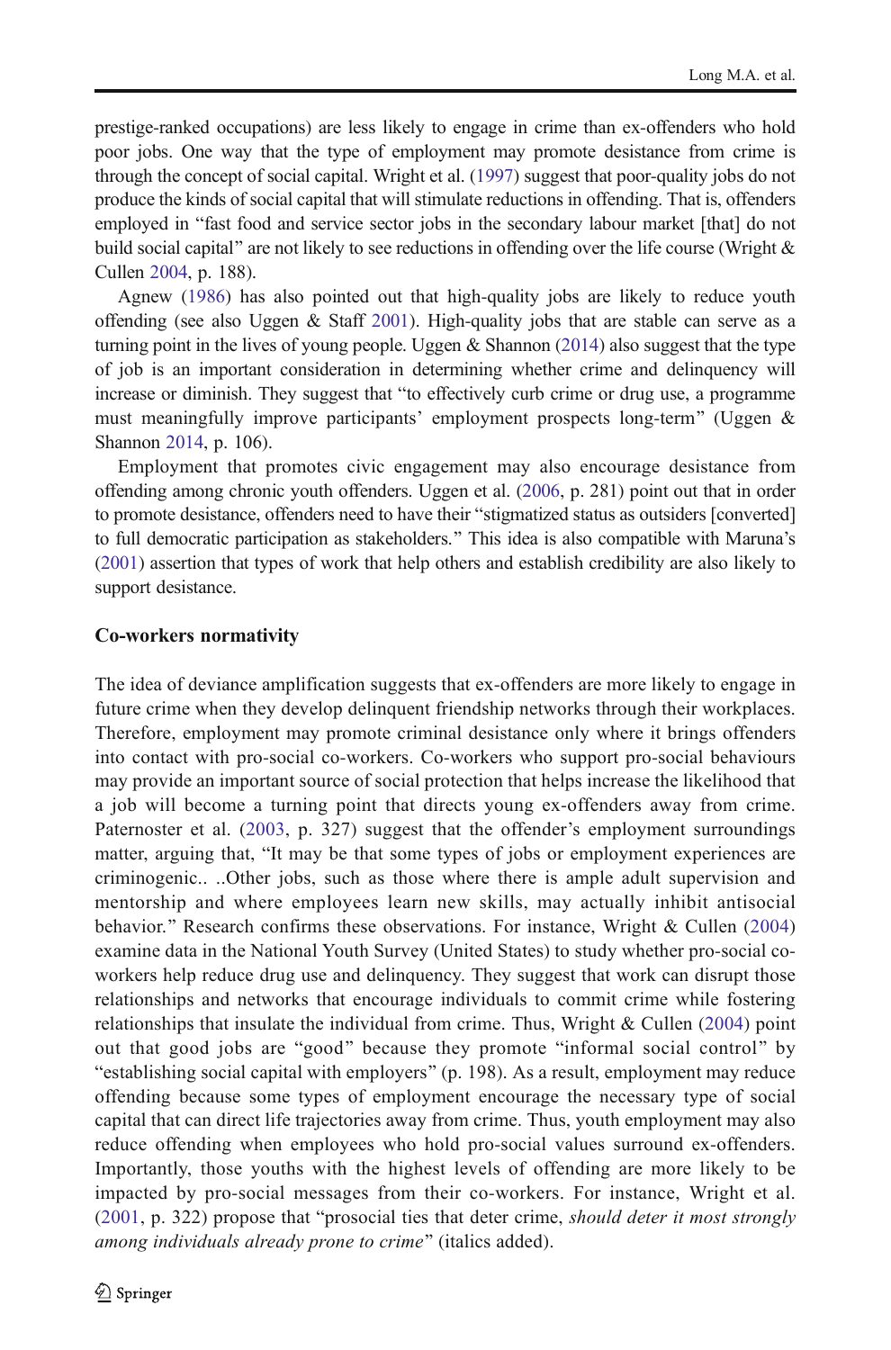prestige-ranked occupations) are less likely to engage in crime than ex-offenders who hold poor jobs. One way that the type of employment may promote desistance from crime is through the concept of social capital. Wright et al. (1997) suggest that poor-quality jobs do not produce the kinds of social capital that will stimulate reductions in offending. That is, offenders employed in "fast food and service sector jobs in the secondary labour market [that] do not build social capital" are not likely to see reductions in offending over the life course (Wright & Cullen 2004, p. 188).

Agnew (1986) has also pointed out that high-quality jobs are likely to reduce youth offending (see also Uggen & Staff 2001). High-quality jobs that are stable can serve as a turning point in the lives of young people. Uggen & Shannon (2014) also suggest that the type of job is an important consideration in determining whether crime and delinquency will increase or diminish. They suggest that "to effectively curb crime or drug use, a programme must meaningfully improve participants' employment prospects long-term" (Uggen & Shannon 2014, p. 106).

Employment that promotes civic engagement may also encourage desistance from offending among chronic youth offenders. Uggen et al. (2006, p. 281) point out that in order to promote desistance, offenders need to have their "stigmatized status as outsiders [converted] to full democratic participation as stakeholders." This idea is also compatible with Maruna's (2001) assertion that types of work that help others and establish credibility are also likely to support desistance.

**Co-workers normativity**

The idea of deviance amplification suggests that ex-offenders are more likely to engage in future crime when they develop delinquent friendship networks through their workplaces. Therefore, employment may promote criminal desistance only where it brings offenders into contact with pro-social co-workers. Co-workers who support pro-social behaviours may provide an important source of social protection that helps increase the likelihood that a job will become a turning point that directs young ex-offenders away from crime. Paternoster et al. (2003, p. 327) suggest that the offender's employment surroundings matter, arguing that, "It may be that some types of jobs or employment experiences are criminogenic.. ..Other jobs, such as those where there is ample adult supervision and mentorship and where employees learn new skills, may actually inhibit antisocial behavior." Research confirms these observations. For instance, Wright & Cullen (2004) examine data in the National Youth Survey (United States) to study whether pro-social co-workers help reduce drug use and delinquency. They suggest that work can disrupt those relationships and networks that encourage individuals to commit crime while fostering relationships that insulate the individual from crime. Thus, Wright & Cullen (2004) point out that good jobs are "good" because they promote "informal social control" by "establishing social capital with employers" (p. 198). As a result, employment may reduce offending because some types of employment encourage the necessary type of social capital that can direct life trajectories away from crime. Thus, youth employment may also reduce offending when employees who hold pro-social values surround ex-offenders. Importantly, those youths with the highest levels of offending are more likely to be impacted by pro-social messages from their co-workers. For instance, Wright et al. (2001, p. 322) propose that "prosocial ties that deter crime, *should deter it most strongly among individuals already prone to crime*" (italics added).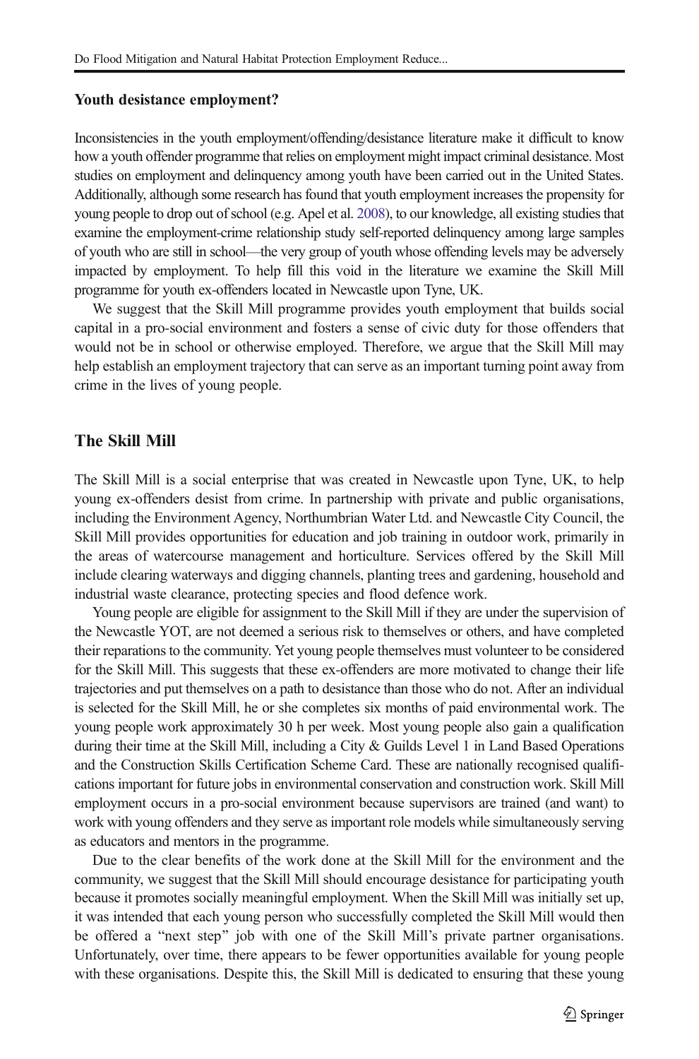### Youth desistance employment?

Inconsistencies in the youth employment/offending/desistance literature make it difficult to know how a youth offender programme that relies on employment might impact criminal desistance. Most studies on employment and delinquency among youth have been carried out in the United States. Additionally, although some research has found that youth employment increases the propensity for young people to drop out of school (e.g. Apel et al. 2008), to our knowledge, all existing studies that examine the employment-crime relationship study self-reported delinquency among large samples of youth who are still in school—the very group of youth whose offending levels may be adversely impacted by employment. To help fill this void in the literature we examine the Skill Mill programme for youth ex-offenders located in Newcastle upon Tyne, UK.

We suggest that the Skill Mill programme provides youth employment that builds social capital in a pro-social environment and fosters a sense of civic duty for those offenders that would not be in school or otherwise employed. Therefore, we argue that the Skill Mill may help establish an employment trajectory that can serve as an important turning point away from crime in the lives of young people.

## The Skill Mill

The Skill Mill is a social enterprise that was created in Newcastle upon Tyne, UK, to help young ex-offenders desist from crime. In partnership with private and public organisations, including the Environment Agency, Northumbrian Water Ltd. and Newcastle City Council, the Skill Mill provides opportunities for education and job training in outdoor work, primarily in the areas of watercourse management and horticulture. Services offered by the Skill Mill include clearing waterways and digging channels, planting trees and gardening, household and industrial waste clearance, protecting species and flood defence work.

Young people are eligible for assignment to the Skill Mill if they are under the supervision of the Newcastle YOT, are not deemed a serious risk to themselves or others, and have completed their reparations to the community. Yet young people themselves must volunteer to be considered for the Skill Mill. This suggests that these ex-offenders are more motivated to change their life trajectories and put themselves on a path to desistance than those who do not. After an individual is selected for the Skill Mill, he or she completes six months of paid environmental work. The young people work approximately 30 h per week. Most young people also gain a qualification during their time at the Skill Mill, including a City & Guilds Level 1 in Land Based Operations and the Construction Skills Certification Scheme Card. These are nationally recognised qualifications important for future jobs in environmental conservation and construction work. Skill Mill employment occurs in a pro-social environment because supervisors are trained (and want) to work with young offenders and they serve as important role models while simultaneously serving as educators and mentors in the programme.

Due to the clear benefits of the work done at the Skill Mill for the environment and the community, we suggest that the Skill Mill should encourage desistance for participating youth because it promotes socially meaningful employment. When the Skill Mill was initially set up, it was intended that each young person who successfully completed the Skill Mill would then be offered a "next step" job with one of the Skill Mill's private partner organisations. Unfortunately, over time, there appears to be fewer opportunities available for young people with these organisations. Despite this, the Skill Mill is dedicated to ensuring that these young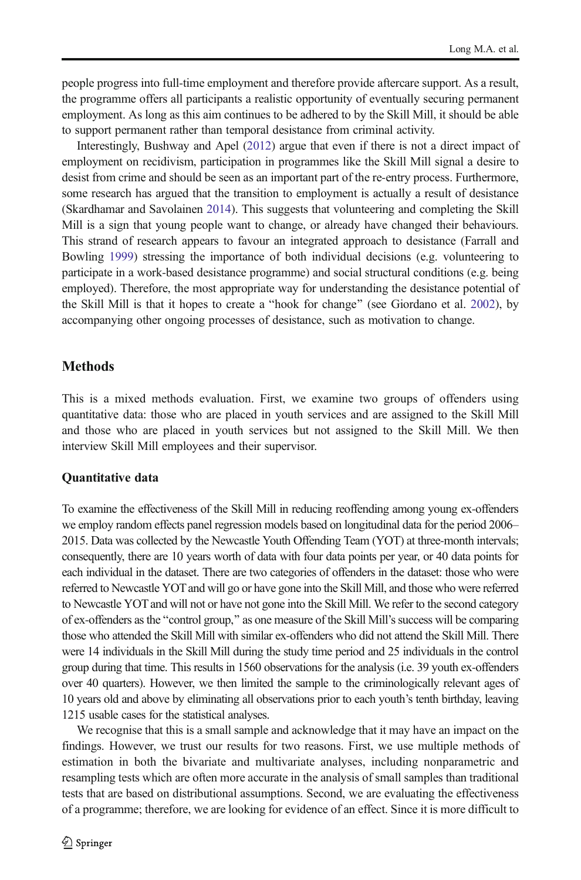people progress into full-time employment and therefore provide aftercare support. As a result, the programme offers all participants a realistic opportunity of eventually securing permanent employment. As long as this aim continues to be adhered to by the Skill Mill, it should be able to support permanent rather than temporal desistance from criminal activity.

Interestingly, Bushway and Apel (2012) argue that even if there is not a direct impact of employment on recidivism, participation in programmes like the Skill Mill signal a desire to desist from crime and should be seen as an important part of the re-entry process. Furthermore, some research has argued that the transition to employment is actually a result of desistance (Skardhamar and Savolainen 2014). This suggests that volunteering and completing the Skill Mill is a sign that young people want to change, or already have changed their behaviours. This strand of research appears to favour an integrated approach to desistance (Farrall and Bowling 1999) stressing the importance of both individual decisions (e.g. volunteering to participate in a work-based desistance programme) and social structural conditions (e.g. being employed). Therefore, the most appropriate way for understanding the desistance potential of the Skill Mill is that it hopes to create a "hook for change" (see Giordano et al. 2002), by accompanying other ongoing processes of desistance, such as motivation to change.

## Methods

This is a mixed methods evaluation. First, we examine two groups of offenders using quantitative data: those who are placed in youth services and are assigned to the Skill Mill and those who are placed in youth services but not assigned to the Skill Mill. We then interview Skill Mill employees and their supervisor.

### Quantitative data

To examine the effectiveness of the Skill Mill in reducing reoffending among young ex-offenders we employ random effects panel regression models based on longitudinal data for the period 2006–2015. Data was collected by the Newcastle Youth Offending Team (YOT) at three-month intervals; consequently, there are 10 years worth of data with four data points per year, or 40 data points for each individual in the dataset. There are two categories of offenders in the dataset: those who were referred to Newcastle YOT and will go or have gone into the Skill Mill, and those who were referred to Newcastle YOT and will not or have not gone into the Skill Mill. We refer to the second category of ex-offenders as the "control group," as one measure of the Skill Mill's success will be comparing those who attended the Skill Mill with similar ex-offenders who did not attend the Skill Mill. There were 14 individuals in the Skill Mill during the study time period and 25 individuals in the control group during that time. This results in 1560 observations for the analysis (i.e. 39 youth ex-offenders over 40 quarters). However, we then limited the sample to the criminologically relevant ages of 10 years old and above by eliminating all observations prior to each youth's tenth birthday, leaving 1215 usable cases for the statistical analyses.

We recognise that this is a small sample and acknowledge that it may have an impact on the findings. However, we trust our results for two reasons. First, we use multiple methods of estimation in both the bivariate and multivariate analyses, including nonparametric and resampling tests which are often more accurate in the analysis of small samples than traditional tests that are based on distributional assumptions. Second, we are evaluating the effectiveness of a programme; therefore, we are looking for evidence of an effect. Since it is more difficult to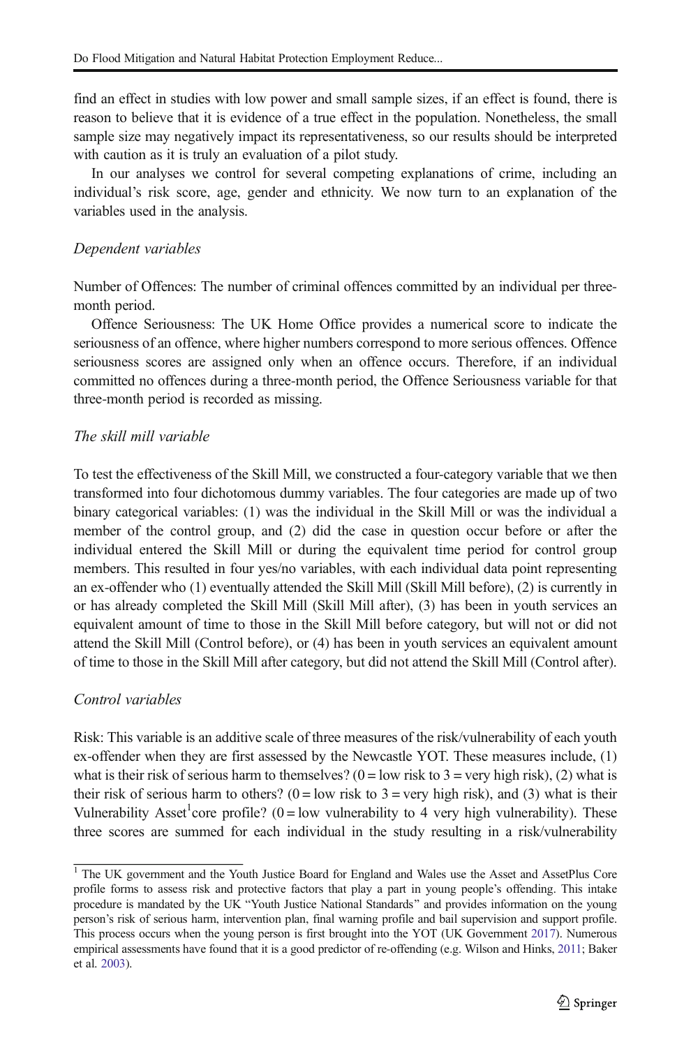find an effect in studies with low power and small sample sizes, if an effect is found, there is reason to believe that it is evidence of a true effect in the population. Nonetheless, the small sample size may negatively impact its representativeness, so our results should be interpreted with caution as it is truly an evaluation of a pilot study.

In our analyses we control for several competing explanations of crime, including an individual's risk score, age, gender and ethnicity. We now turn to an explanation of the variables used in the analysis.

### *Dependent variables*

Number of Offences: The number of criminal offences committed by an individual per three-month period.

Offence Seriousness: The UK Home Office provides a numerical score to indicate the seriousness of an offence, where higher numbers correspond to more serious offences. Offence seriousness scores are assigned only when an offence occurs. Therefore, if an individual committed no offences during a three-month period, the Offence Seriousness variable for that three-month period is recorded as missing.

### *The skill mill variable*

To test the effectiveness of the Skill Mill, we constructed a four-category variable that we then transformed into four dichotomous dummy variables. The four categories are made up of two binary categorical variables: (1) was the individual in the Skill Mill or was the individual a member of the control group, and (2) did the case in question occur before or after the individual entered the Skill Mill or during the equivalent time period for control group members. This resulted in four yes/no variables, with each individual data point representing an ex-offender who (1) eventually attended the Skill Mill (Skill Mill before), (2) is currently in or has already completed the Skill Mill (Skill Mill after), (3) has been in youth services an equivalent amount of time to those in the Skill Mill before category, but will not or did not attend the Skill Mill (Control before), or (4) has been in youth services an equivalent amount of time to those in the Skill Mill after category, but did not attend the Skill Mill (Control after).

### *Control variables*

Risk: This variable is an additive scale of three measures of the risk/vulnerability of each youth ex-offender when they are first assessed by the Newcastle YOT. These measures include, (1) what is their risk of serious harm to themselves? (0 = low risk to 3 = very high risk), (2) what is their risk of serious harm to others? (0 = low risk to 3 = very high risk), and (3) what is their Vulnerability Asset[1]core profile? (0 = low vulnerability to 4 very high vulnerability). These three scores are summed for each individual in the study resulting in a risk/vulnerability

---

[1] The UK government and the Youth Justice Board for England and Wales use the Asset and AssetPlus Core profile forms to assess risk and protective factors that play a part in young people's offending. This intake procedure is mandated by the UK "Youth Justice National Standards" and provides information on the young person's risk of serious harm, intervention plan, final warning profile and bail supervision and support profile. This process occurs when the young person is first brought into the YOT (UK Government 2017). Numerous empirical assessments have found that it is a good predictor of re-offending (e.g. Wilson and Hinks, 2011; Baker et al. 2003).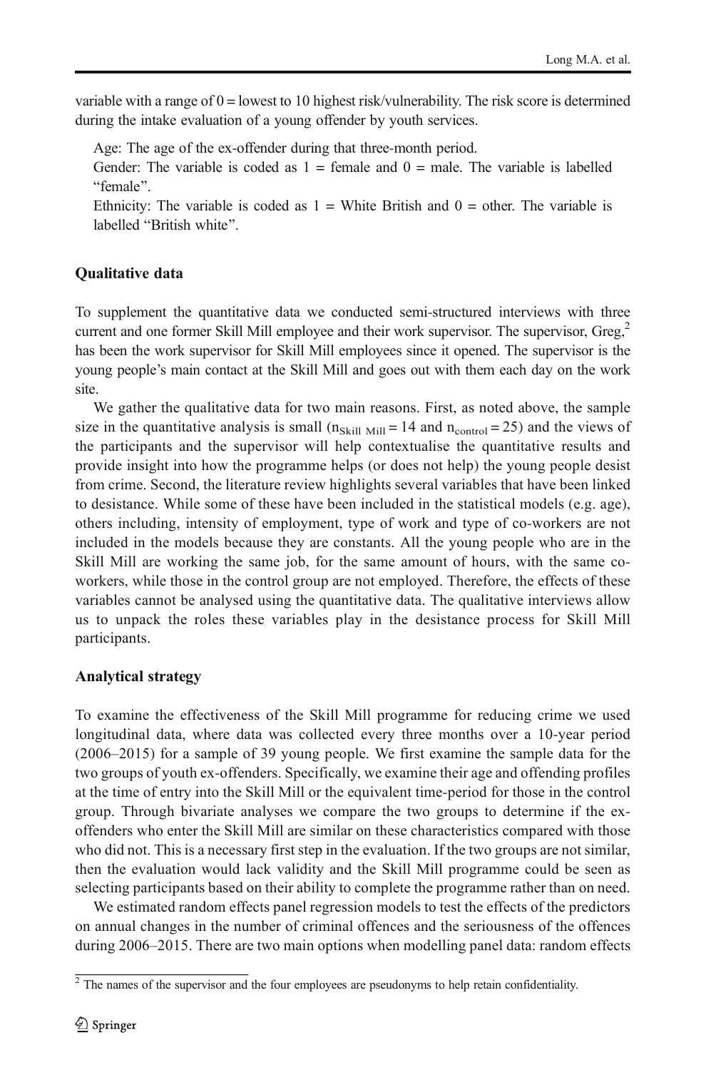variable with a range of 0 = lowest to 10 highest risk/vulnerability. The risk score is determined during the intake evaluation of a young offender by youth services.

Age: The age of the ex-offender during that three-month period.

Gender: The variable is coded as 1 = female and 0 = male. The variable is labelled "female".

Ethnicity: The variable is coded as 1 = White British and 0 = other. The variable is labelled "British white".

### Qualitative data

To supplement the quantitative data we conducted semi-structured interviews with three current and one former Skill Mill employee and their work supervisor. The supervisor, Greg,[2] has been the work supervisor for Skill Mill employees since it opened. The supervisor is the young people's main contact at the Skill Mill and goes out with them each day on the work site.

We gather the qualitative data for two main reasons. First, as noted above, the sample size in the quantitative analysis is small ($n_{\text{Skill Mill}} = 14$ and $n_{\text{control}} = 25$) and the views of the participants and the supervisor will help contextualise the quantitative results and provide insight into how the programme helps (or does not help) the young people desist from crime. Second, the literature review highlights several variables that have been linked to desistance. While some of these have been included in the statistical models (e.g. age), others including, intensity of employment, type of work and type of co-workers are not included in the models because they are constants. All the young people who are in the Skill Mill are working the same job, for the same amount of hours, with the same co-workers, while those in the control group are not employed. Therefore, the effects of these variables cannot be analysed using the quantitative data. The qualitative interviews allow us to unpack the roles these variables play in the desistance process for Skill Mill participants.

### Analytical strategy

To examine the effectiveness of the Skill Mill programme for reducing crime we used longitudinal data, where data was collected every three months over a 10-year period (2006–2015) for a sample of 39 young people. We first examine the sample data for the two groups of youth ex-offenders. Specifically, we examine their age and offending profiles at the time of entry into the Skill Mill or the equivalent time-period for those in the control group. Through bivariate analyses we compare the two groups to determine if the ex-offenders who enter the Skill Mill are similar on these characteristics compared with those who did not. This is a necessary first step in the evaluation. If the two groups are not similar, then the evaluation would lack validity and the Skill Mill programme could be seen as selecting participants based on their ability to complete the programme rather than on need.

We estimated random effects panel regression models to test the effects of the predictors on annual changes in the number of criminal offences and the seriousness of the offences during 2006–2015. There are two main options when modelling panel data: random effects

[2] The names of the supervisor and the four employees are pseudonyms to help retain confidentiality.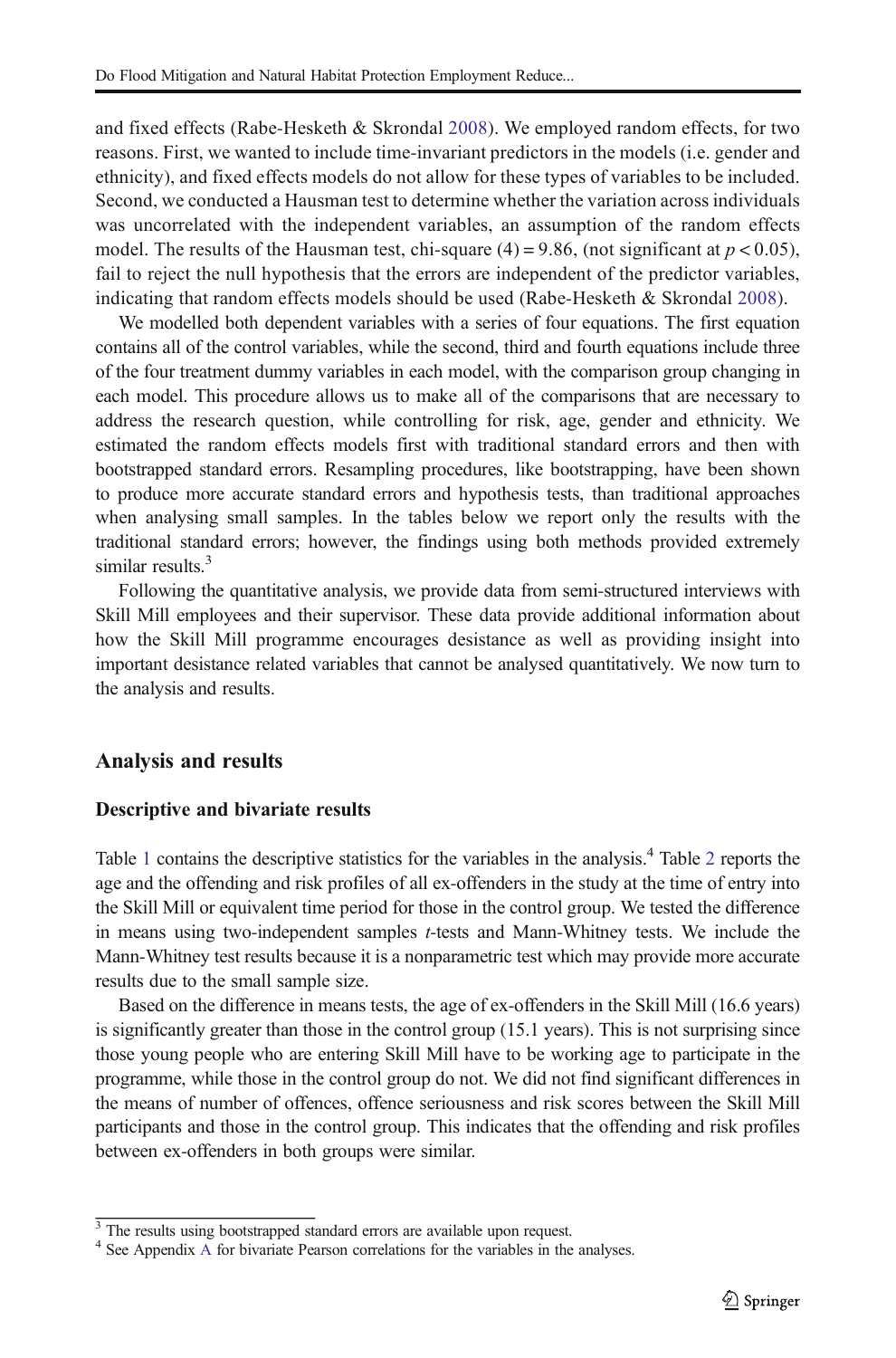and fixed effects (Rabe-Hesketh & Skrondal 2008). We employed random effects, for two reasons. First, we wanted to include time-invariant predictors in the models (i.e. gender and ethnicity), and fixed effects models do not allow for these types of variables to be included. Second, we conducted a Hausman test to determine whether the variation across individuals was uncorrelated with the independent variables, an assumption of the random effects model. The results of the Hausman test, chi-square $(4) = 9.86$, (not significant at $p < 0.05$), fail to reject the null hypothesis that the errors are independent of the predictor variables, indicating that random effects models should be used (Rabe-Hesketh & Skrondal 2008).

We modelled both dependent variables with a series of four equations. The first equation contains all of the control variables, while the second, third and fourth equations include three of the four treatment dummy variables in each model, with the comparison group changing in each model. This procedure allows us to make all of the comparisons that are necessary to address the research question, while controlling for risk, age, gender and ethnicity. We estimated the random effects models first with traditional standard errors and then with bootstrapped standard errors. Resampling procedures, like bootstrapping, have been shown to produce more accurate standard errors and hypothesis tests, than traditional approaches when analysing small samples. In the tables below we report only the results with the traditional standard errors; however, the findings using both methods provided extremely similar results.[3]

Following the quantitative analysis, we provide data from semi-structured interviews with Skill Mill employees and their supervisor. These data provide additional information about how the Skill Mill programme encourages desistance as well as providing insight into important desistance related variables that cannot be analysed quantitatively. We now turn to the analysis and results.

## Analysis and results

### Descriptive and bivariate results

Table 1 contains the descriptive statistics for the variables in the analysis.[4] Table 2 reports the age and the offending and risk profiles of all ex-offenders in the study at the time of entry into the Skill Mill or equivalent time period for those in the control group. We tested the difference in means using two-independent samples *t*-tests and Mann-Whitney tests. We include the Mann-Whitney test results because it is a nonparametric test which may provide more accurate results due to the small sample size.

Based on the difference in means tests, the age of ex-offenders in the Skill Mill (16.6 years) is significantly greater than those in the control group (15.1 years). This is not surprising since those young people who are entering Skill Mill have to be working age to participate in the programme, while those in the control group do not. We did not find significant differences in the means of number of offences, offence seriousness and risk scores between the Skill Mill participants and those in the control group. This indicates that the offending and risk profiles between ex-offenders in both groups were similar.

[3] The results using bootstrapped standard errors are available upon request.

[4] See Appendix A for bivariate Pearson correlations for the variables in the analyses.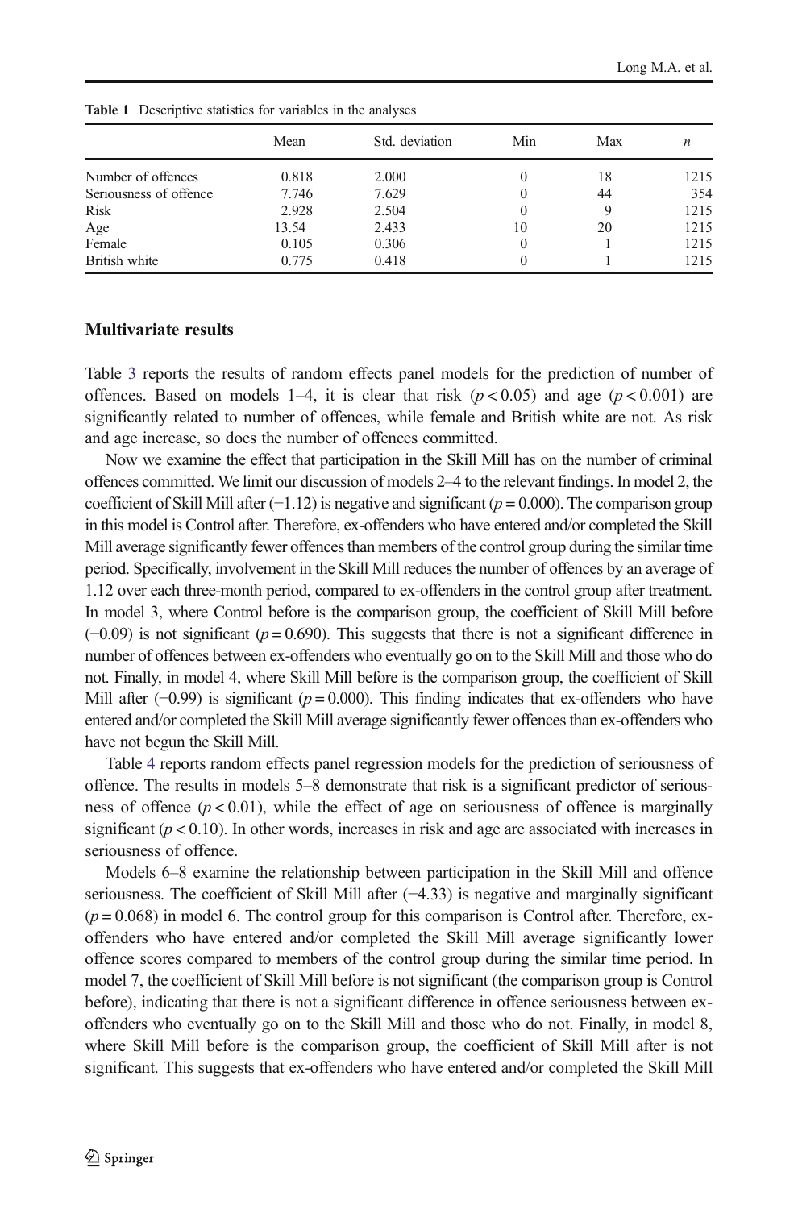**Table 1** Descriptive statistics for variables in the analyses

| | Mean | Std. deviation | Min | Max | *n* |
|---|---|---|---|---|---|
| Number of offences | 0.818 | 2.000 | 0 | 18 | 1215 |
| Seriousness of offence | 7.746 | 7.629 | 0 | 44 | 354 |
| Risk | 2.928 | 2.504 | 0 | 9 | 1215 |
| Age | 13.54 | 2.433 | 10 | 20 | 1215 |
| Female | 0.105 | 0.306 | 0 | 1 | 1215 |
| British white | 0.775 | 0.418 | 0 | 1 | 1215 |

### Multivariate results

Table 3 reports the results of random effects panel models for the prediction of number of offences. Based on models 1–4, it is clear that risk ($p < 0.05$) and age ($p < 0.001$) are significantly related to number of offences, while female and British white are not. As risk and age increase, so does the number of offences committed.

Now we examine the effect that participation in the Skill Mill has on the number of criminal offences committed. We limit our discussion of models 2–4 to the relevant findings. In model 2, the coefficient of Skill Mill after (−1.12) is negative and significant ($p = 0.000$). The comparison group in this model is Control after. Therefore, ex-offenders who have entered and/or completed the Skill Mill average significantly fewer offences than members of the control group during the similar time period. Specifically, involvement in the Skill Mill reduces the number of offences by an average of 1.12 over each three-month period, compared to ex-offenders in the control group after treatment. In model 3, where Control before is the comparison group, the coefficient of Skill Mill before (−0.09) is not significant ($p = 0.690$). This suggests that there is not a significant difference in number of offences between ex-offenders who eventually go on to the Skill Mill and those who do not. Finally, in model 4, where Skill Mill before is the comparison group, the coefficient of Skill Mill after (−0.99) is significant ($p = 0.000$). This finding indicates that ex-offenders who have entered and/or completed the Skill Mill average significantly fewer offences than ex-offenders who have not begun the Skill Mill.

Table 4 reports random effects panel regression models for the prediction of seriousness of offence. The results in models 5–8 demonstrate that risk is a significant predictor of seriousness of offence ($p < 0.01$), while the effect of age on seriousness of offence is marginally significant ($p < 0.10$). In other words, increases in risk and age are associated with increases in seriousness of offence.

Models 6–8 examine the relationship between participation in the Skill Mill and offence seriousness. The coefficient of Skill Mill after (−4.33) is negative and marginally significant ($p = 0.068$) in model 6. The control group for this comparison is Control after. Therefore, ex-offenders who have entered and/or completed the Skill Mill average significantly lower offence scores compared to members of the control group during the similar time period. In model 7, the coefficient of Skill Mill before is not significant (the comparison group is Control before), indicating that there is not a significant difference in offence seriousness between ex-offenders who eventually go on to the Skill Mill and those who do not. Finally, in model 8, where Skill Mill before is the comparison group, the coefficient of Skill Mill after is not significant. This suggests that ex-offenders who have entered and/or completed the Skill Mill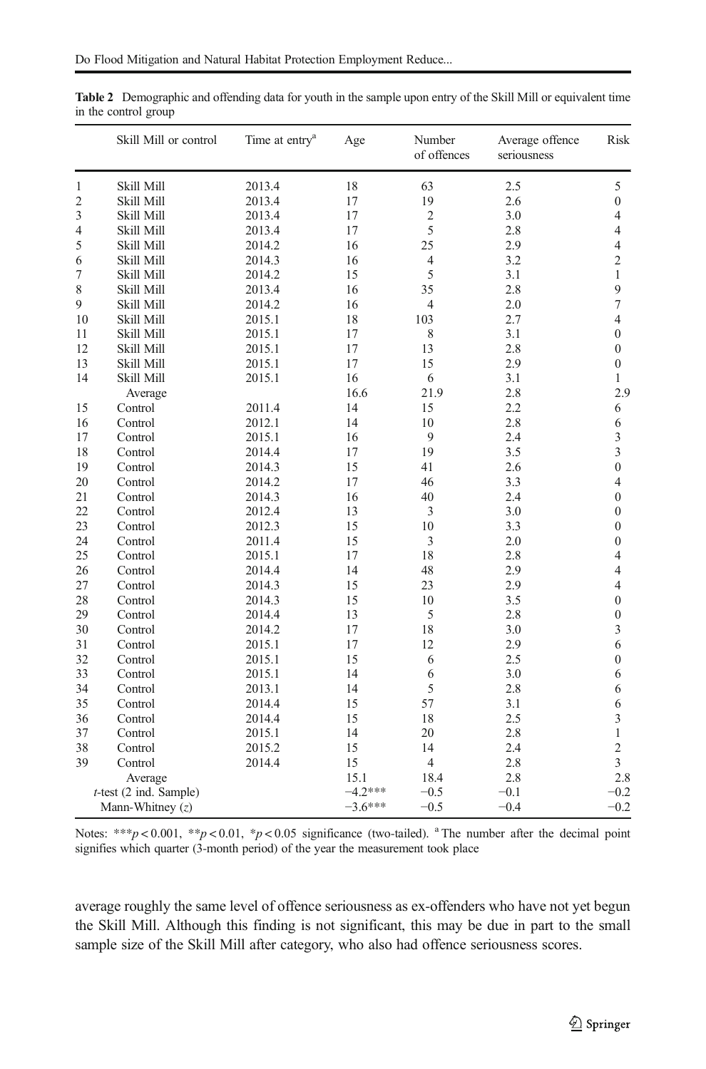**Table 2** Demographic and offending data for youth in the sample upon entry of the Skill Mill or equivalent time in the control group

| | Skill Mill or control | Time at entry[a] | Age | Number of offences | Average offence seriousness | Risk |
|---|---|---|---|---|---|---|
| 1 | Skill Mill | 2013.4 | 18 | 63 | 2.5 | 5 |
| 2 | Skill Mill | 2013.4 | 17 | 19 | 2.6 | 0 |
| 3 | Skill Mill | 2013.4 | 17 | 2 | 3.0 | 4 |
| 4 | Skill Mill | 2013.4 | 17 | 5 | 2.8 | 4 |
| 5 | Skill Mill | 2014.2 | 16 | 25 | 2.9 | 4 |
| 6 | Skill Mill | 2014.3 | 16 | 4 | 3.2 | 2 |
| 7 | Skill Mill | 2014.2 | 15 | 5 | 3.1 | 1 |
| 8 | Skill Mill | 2013.4 | 16 | 35 | 2.8 | 9 |
| 9 | Skill Mill | 2014.2 | 16 | 4 | 2.0 | 7 |
| 10 | Skill Mill | 2015.1 | 18 | 103 | 2.7 | 4 |
| 11 | Skill Mill | 2015.1 | 17 | 8 | 3.1 | 0 |
| 12 | Skill Mill | 2015.1 | 17 | 13 | 2.8 | 0 |
| 13 | Skill Mill | 2015.1 | 17 | 15 | 2.9 | 0 |
| 14 | Skill Mill | 2015.1 | 16 | 6 | 3.1 | 1 |
| | Average | | 16.6 | 21.9 | 2.8 | 2.9 |
| 15 | Control | 2011.4 | 14 | 15 | 2.2 | 6 |
| 16 | Control | 2012.1 | 14 | 10 | 2.8 | 6 |
| 17 | Control | 2015.1 | 16 | 9 | 2.4 | 3 |
| 18 | Control | 2014.4 | 17 | 19 | 3.5 | 3 |
| 19 | Control | 2014.3 | 15 | 41 | 2.6 | 0 |
| 20 | Control | 2014.2 | 17 | 46 | 3.3 | 4 |
| 21 | Control | 2014.3 | 16 | 40 | 2.4 | 0 |
| 22 | Control | 2012.4 | 13 | 3 | 3.0 | 0 |
| 23 | Control | 2012.3 | 15 | 10 | 3.3 | 0 |
| 24 | Control | 2011.4 | 15 | 3 | 2.0 | 0 |
| 25 | Control | 2015.1 | 17 | 18 | 2.8 | 4 |
| 26 | Control | 2014.4 | 14 | 48 | 2.9 | 4 |
| 27 | Control | 2014.3 | 15 | 23 | 2.9 | 4 |
| 28 | Control | 2014.3 | 15 | 10 | 3.5 | 0 |
| 29 | Control | 2014.4 | 13 | 5 | 2.8 | 0 |
| 30 | Control | 2014.2 | 17 | 18 | 3.0 | 3 |
| 31 | Control | 2015.1 | 17 | 12 | 2.9 | 6 |
| 32 | Control | 2015.1 | 15 | 6 | 2.5 | 0 |
| 33 | Control | 2015.1 | 14 | 6 | 3.0 | 6 |
| 34 | Control | 2013.1 | 14 | 5 | 2.8 | 6 |
| 35 | Control | 2014.4 | 15 | 57 | 3.1 | 6 |
| 36 | Control | 2014.4 | 15 | 18 | 2.5 | 3 |
| 37 | Control | 2015.1 | 14 | 20 | 2.8 | 1 |
| 38 | Control | 2015.2 | 15 | 14 | 2.4 | 2 |
| 39 | Control | 2014.4 | 15 | 4 | 2.8 | 3 |
| | Average | | 15.1 | 18.4 | 2.8 | 2.8 |
| | *t*-test (2 ind. Sample) | | −4.2*** | −0.5 | −0.1 | −0.2 |
| | Mann-Whitney (*z*) | | −3.6*** | −0.5 | −0.4 | −0.2 |

Notes: *** $p < 0.001$, ** $p < 0.01$, * $p < 0.05$ significance (two-tailed). [a] The number after the decimal point signifies which quarter (3-month period) of the year the measurement took place

average roughly the same level of offence seriousness as ex-offenders who have not yet begun the Skill Mill. Although this finding is not significant, this may be due in part to the small sample size of the Skill Mill after category, who also had offence seriousness scores.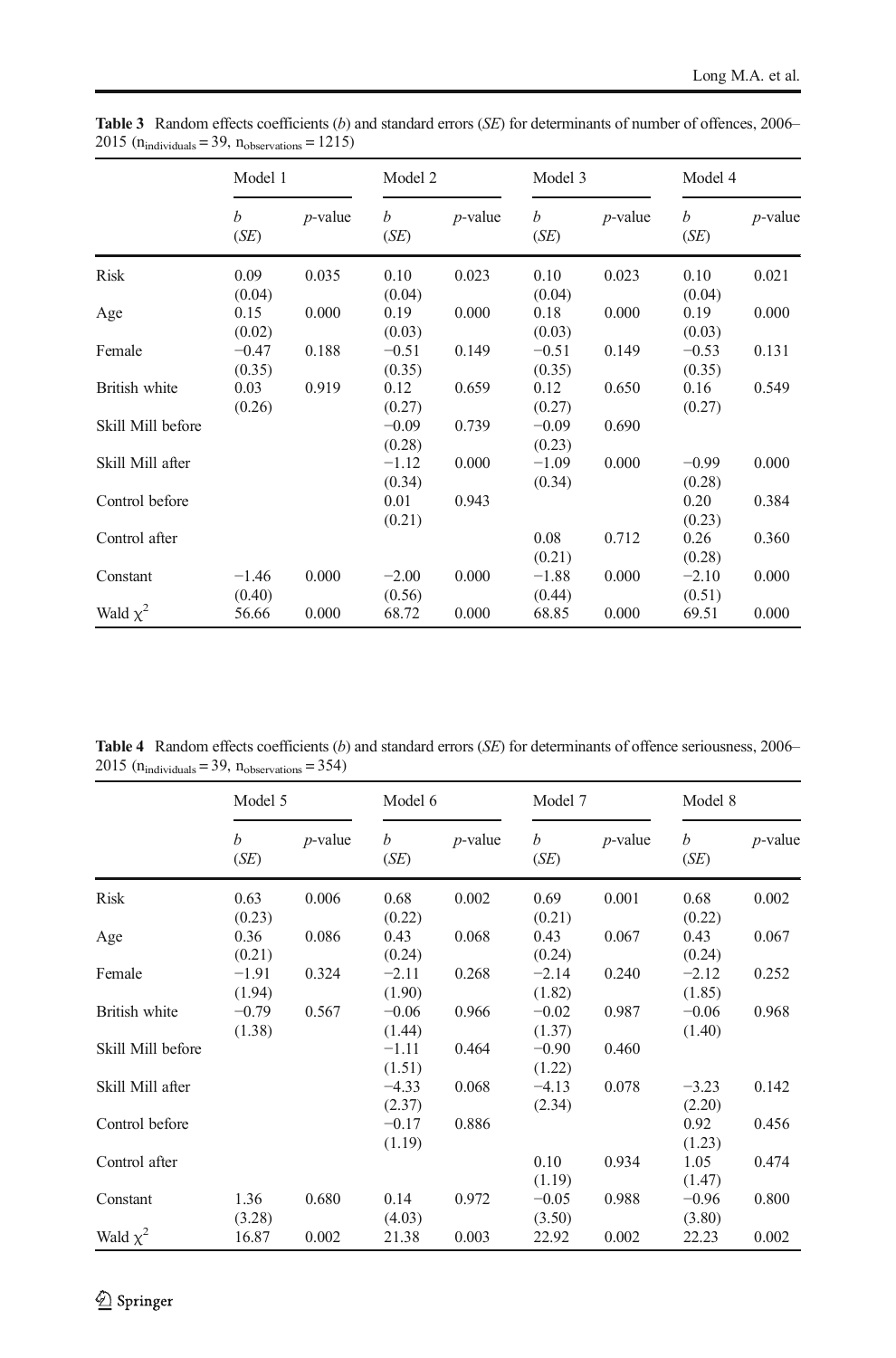**Table 3** Random effects coefficients (*b*) and standard errors (*SE*) for determinants of number of offences, 2006–2015 ($n_{individuals} = 39$, $n_{observations} = 1215$)

| | Model 1 | | Model 2 | | Model 3 | | Model 4 | |
|---|---|---|---|---|---|---|---|---|
| | *b* (*SE*) | *p*-value | *b* (*SE*) | *p*-value | *b* (*SE*) | *p*-value | *b* (*SE*) | *p*-value |
| Risk | 0.09 (0.04) | 0.035 | 0.10 (0.04) | 0.023 | 0.10 (0.04) | 0.023 | 0.10 (0.04) | 0.021 |
| Age | 0.15 (0.02) | 0.000 | 0.19 (0.03) | 0.000 | 0.18 (0.03) | 0.000 | 0.19 (0.03) | 0.000 |
| Female | −0.47 (0.35) | 0.188 | −0.51 (0.35) | 0.149 | −0.51 (0.35) | 0.149 | −0.53 (0.35) | 0.131 |
| British white | 0.03 (0.26) | 0.919 | 0.12 (0.27) | 0.659 | 0.12 (0.27) | 0.650 | 0.16 (0.27) | 0.549 |
| Skill Mill before | | | −0.09 (0.28) | 0.739 | −0.09 (0.23) | 0.690 | | |
| Skill Mill after | | | −1.12 (0.34) | 0.000 | −1.09 (0.34) | 0.000 | −0.99 (0.28) | 0.000 |
| Control before | | | 0.01 (0.21) | 0.943 | | | 0.20 (0.23) | 0.384 |
| Control after | | | | | 0.08 (0.21) | 0.712 | 0.26 (0.28) | 0.360 |
| Constant | −1.46 (0.40) | 0.000 | −2.00 (0.56) | 0.000 | −1.88 (0.44) | 0.000 | −2.10 (0.51) | 0.000 |
| Wald $\chi^2$ | 56.66 | 0.000 | 68.72 | 0.000 | 68.85 | 0.000 | 69.51 | 0.000 |

**Table 4** Random effects coefficients (*b*) and standard errors (*SE*) for determinants of offence seriousness, 2006–2015 ($n_{individuals} = 39$, $n_{observations} = 354$)

| | Model 5 | | Model 6 | | Model 7 | | Model 8 | |
|---|---|---|---|---|---|---|---|---|
| | *b* (*SE*) | *p*-value | *b* (*SE*) | *p*-value | *b* (*SE*) | *p*-value | *b* (*SE*) | *p*-value |
| Risk | 0.63 (0.23) | 0.006 | 0.68 (0.22) | 0.002 | 0.69 (0.21) | 0.001 | 0.68 (0.22) | 0.002 |
| Age | 0.36 (0.21) | 0.086 | 0.43 (0.24) | 0.068 | 0.43 (0.24) | 0.067 | 0.43 (0.24) | 0.067 |
| Female | −1.91 (1.94) | 0.324 | −2.11 (1.90) | 0.268 | −2.14 (1.82) | 0.240 | −2.12 (1.85) | 0.252 |
| British white | −0.79 (1.38) | 0.567 | −0.06 (1.44) | 0.966 | −0.02 (1.37) | 0.987 | −0.06 (1.40) | 0.968 |
| Skill Mill before | | | −1.11 (1.51) | 0.464 | −0.90 (1.22) | 0.460 | | |
| Skill Mill after | | | −4.33 (2.37) | 0.068 | −4.13 (2.34) | 0.078 | −3.23 (2.20) | 0.142 |
| Control before | | | −0.17 (1.19) | 0.886 | | | 0.92 (1.23) | 0.456 |
| Control after | | | | | 0.10 (1.19) | 0.934 | 1.05 (1.47) | 0.474 |
| Constant | 1.36 (3.28) | 0.680 | 0.14 (4.03) | 0.972 | −0.05 (3.50) | 0.988 | −0.96 (3.80) | 0.800 |
| Wald $\chi^2$ | 16.87 | 0.002 | 21.38 | 0.003 | 22.92 | 0.002 | 22.23 | 0.002 |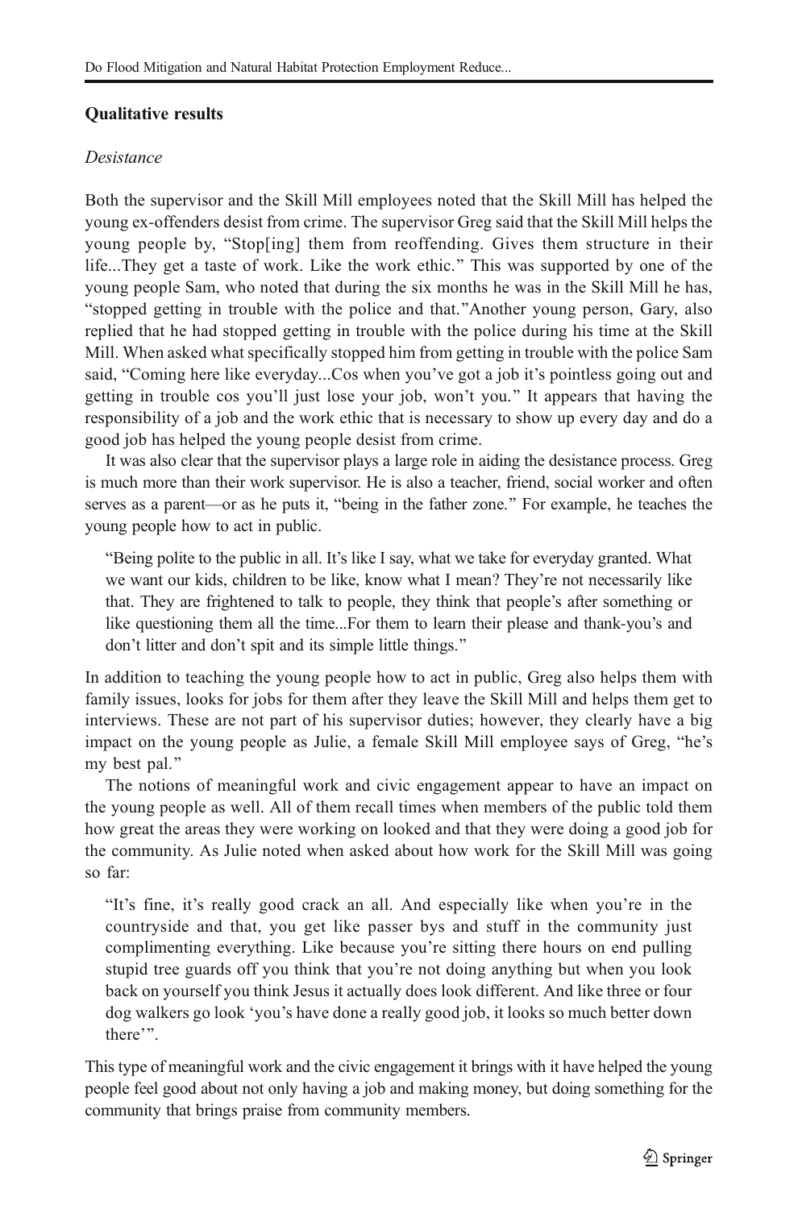### Qualitative results

*Desistance*

Both the supervisor and the Skill Mill employees noted that the Skill Mill has helped the young ex-offenders desist from crime. The supervisor Greg said that the Skill Mill helps the young people by, "Stop[ing] them from reoffending. Gives them structure in their life...They get a taste of work. Like the work ethic." This was supported by one of the young people Sam, who noted that during the six months he was in the Skill Mill he has, "stopped getting in trouble with the police and that."Another young person, Gary, also replied that he had stopped getting in trouble with the police during his time at the Skill Mill. When asked what specifically stopped him from getting in trouble with the police Sam said, "Coming here like everyday...Cos when you've got a job it's pointless going out and getting in trouble cos you'll just lose your job, won't you." It appears that having the responsibility of a job and the work ethic that is necessary to show up every day and do a good job has helped the young people desist from crime.

It was also clear that the supervisor plays a large role in aiding the desistance process. Greg is much more than their work supervisor. He is also a teacher, friend, social worker and often serves as a parent—or as he puts it, "being in the father zone." For example, he teaches the young people how to act in public.

> "Being polite to the public in all. It's like I say, what we take for everyday granted. What we want our kids, children to be like, know what I mean? They're not necessarily like that. They are frightened to talk to people, they think that people's after something or like questioning them all the time...For them to learn their please and thank-you's and don't litter and don't spit and its simple little things."

In addition to teaching the young people how to act in public, Greg also helps them with family issues, looks for jobs for them after they leave the Skill Mill and helps them get to interviews. These are not part of his supervisor duties; however, they clearly have a big impact on the young people as Julie, a female Skill Mill employee says of Greg, "he's my best pal."

The notions of meaningful work and civic engagement appear to have an impact on the young people as well. All of them recall times when members of the public told them how great the areas they were working on looked and that they were doing a good job for the community. As Julie noted when asked about how work for the Skill Mill was going so far:

> "It's fine, it's really good crack an all. And especially like when you're in the countryside and that, you get like passer bys and stuff in the community just complimenting everything. Like because you're sitting there hours on end pulling stupid tree guards off you think that you're not doing anything but when you look back on yourself you think Jesus it actually does look different. And like three or four dog walkers go look 'you's have done a really good job, it looks so much better down there'".

This type of meaningful work and the civic engagement it brings with it have helped the young people feel good about not only having a job and making money, but doing something for the community that brings praise from community members.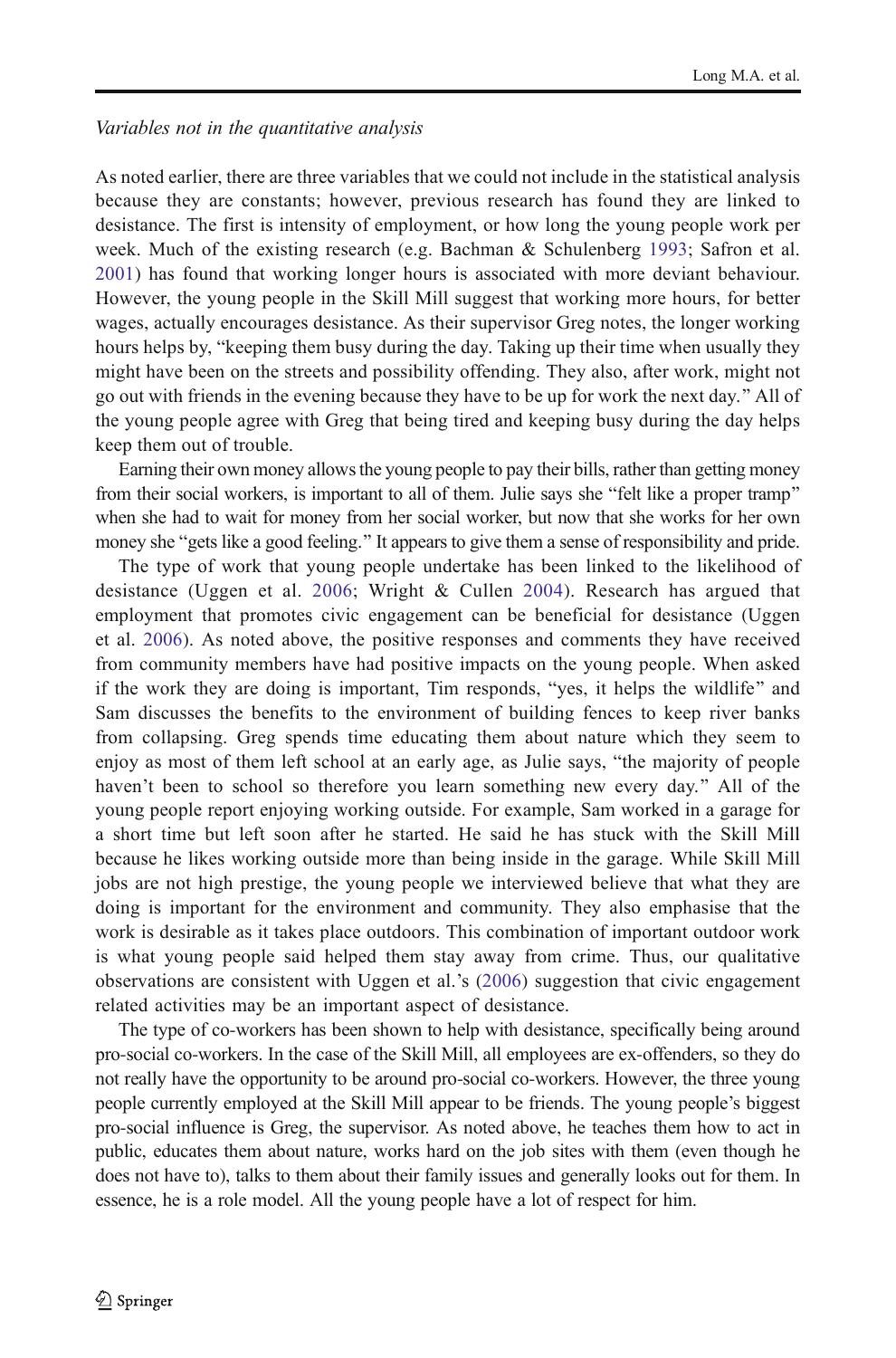*Variables not in the quantitative analysis*

As noted earlier, there are three variables that we could not include in the statistical analysis because they are constants; however, previous research has found they are linked to desistance. The first is intensity of employment, or how long the young people work per week. Much of the existing research (e.g. Bachman & Schulenberg 1993; Safron et al. 2001) has found that working longer hours is associated with more deviant behaviour. However, the young people in the Skill Mill suggest that working more hours, for better wages, actually encourages desistance. As their supervisor Greg notes, the longer working hours helps by, "keeping them busy during the day. Taking up their time when usually they might have been on the streets and possibility offending. They also, after work, might not go out with friends in the evening because they have to be up for work the next day." All of the young people agree with Greg that being tired and keeping busy during the day helps keep them out of trouble.

Earning their own money allows the young people to pay their bills, rather than getting money from their social workers, is important to all of them. Julie says she "felt like a proper tramp" when she had to wait for money from her social worker, but now that she works for her own money she "gets like a good feeling." It appears to give them a sense of responsibility and pride.

The type of work that young people undertake has been linked to the likelihood of desistance (Uggen et al. 2006; Wright & Cullen 2004). Research has argued that employment that promotes civic engagement can be beneficial for desistance (Uggen et al. 2006). As noted above, the positive responses and comments they have received from community members have had positive impacts on the young people. When asked if the work they are doing is important, Tim responds, "yes, it helps the wildlife" and Sam discusses the benefits to the environment of building fences to keep river banks from collapsing. Greg spends time educating them about nature which they seem to enjoy as most of them left school at an early age, as Julie says, "the majority of people haven't been to school so therefore you learn something new every day." All of the young people report enjoying working outside. For example, Sam worked in a garage for a short time but left soon after he started. He said he has stuck with the Skill Mill because he likes working outside more than being inside in the garage. While Skill Mill jobs are not high prestige, the young people we interviewed believe that what they are doing is important for the environment and community. They also emphasise that the work is desirable as it takes place outdoors. This combination of important outdoor work is what young people said helped them stay away from crime. Thus, our qualitative observations are consistent with Uggen et al.'s (2006) suggestion that civic engagement related activities may be an important aspect of desistance.

The type of co-workers has been shown to help with desistance, specifically being around pro-social co-workers. In the case of the Skill Mill, all employees are ex-offenders, so they do not really have the opportunity to be around pro-social co-workers. However, the three young people currently employed at the Skill Mill appear to be friends. The young people's biggest pro-social influence is Greg, the supervisor. As noted above, he teaches them how to act in public, educates them about nature, works hard on the job sites with them (even though he does not have to), talks to them about their family issues and generally looks out for them. In essence, he is a role model. All the young people have a lot of respect for him.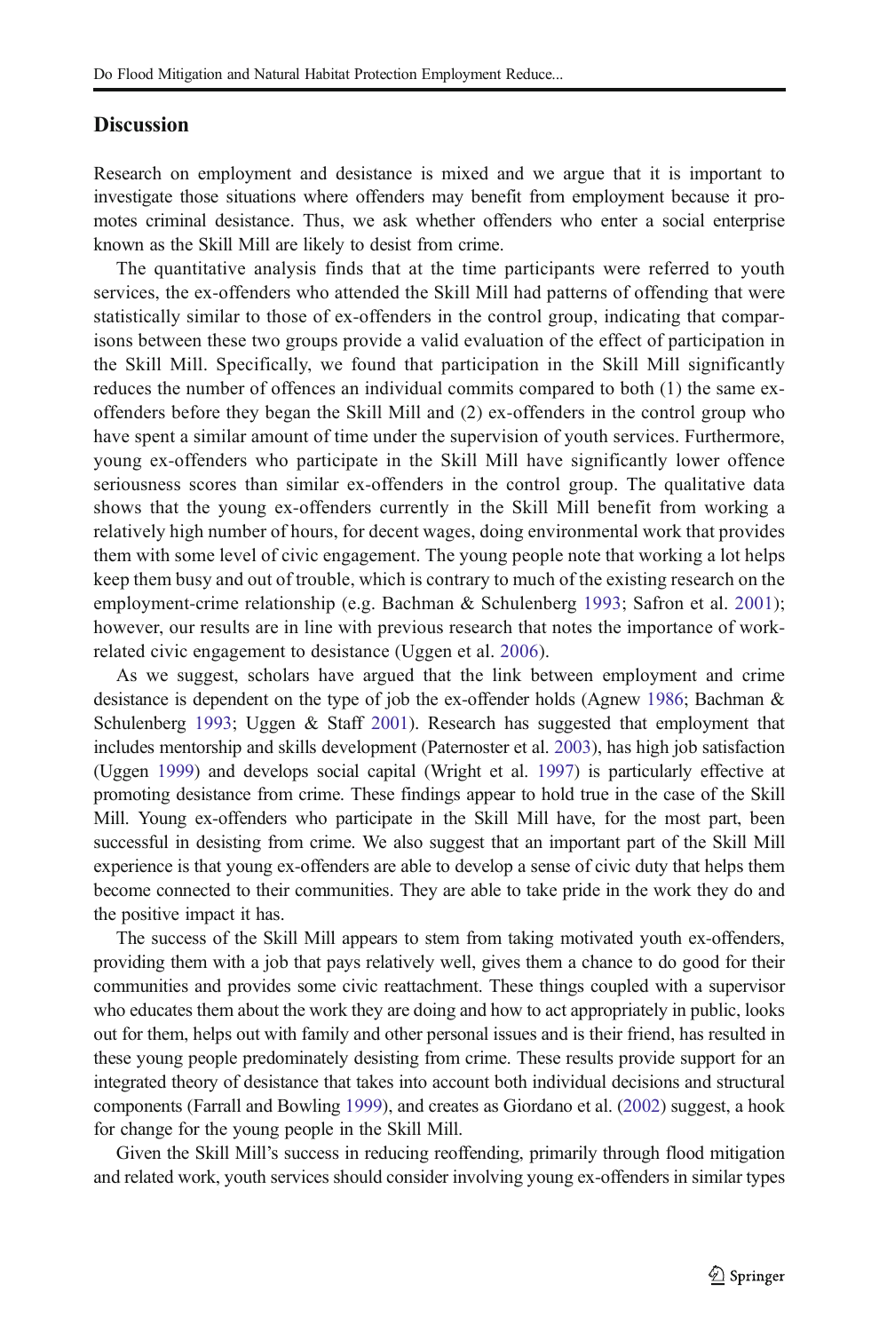## Discussion

Research on employment and desistance is mixed and we argue that it is important to investigate those situations where offenders may benefit from employment because it promotes criminal desistance. Thus, we ask whether offenders who enter a social enterprise known as the Skill Mill are likely to desist from crime.

The quantitative analysis finds that at the time participants were referred to youth services, the ex-offenders who attended the Skill Mill had patterns of offending that were statistically similar to those of ex-offenders in the control group, indicating that comparisons between these two groups provide a valid evaluation of the effect of participation in the Skill Mill. Specifically, we found that participation in the Skill Mill significantly reduces the number of offences an individual commits compared to both (1) the same ex-offenders before they began the Skill Mill and (2) ex-offenders in the control group who have spent a similar amount of time under the supervision of youth services. Furthermore, young ex-offenders who participate in the Skill Mill have significantly lower offence seriousness scores than similar ex-offenders in the control group. The qualitative data shows that the young ex-offenders currently in the Skill Mill benefit from working a relatively high number of hours, for decent wages, doing environmental work that provides them with some level of civic engagement. The young people note that working a lot helps keep them busy and out of trouble, which is contrary to much of the existing research on the employment-crime relationship (e.g. Bachman & Schulenberg 1993; Safron et al. 2001); however, our results are in line with previous research that notes the importance of work-related civic engagement to desistance (Uggen et al. 2006).

As we suggest, scholars have argued that the link between employment and crime desistance is dependent on the type of job the ex-offender holds (Agnew 1986; Bachman & Schulenberg 1993; Uggen & Staff 2001). Research has suggested that employment that includes mentorship and skills development (Paternoster et al. 2003), has high job satisfaction (Uggen 1999) and develops social capital (Wright et al. 1997) is particularly effective at promoting desistance from crime. These findings appear to hold true in the case of the Skill Mill. Young ex-offenders who participate in the Skill Mill have, for the most part, been successful in desisting from crime. We also suggest that an important part of the Skill Mill experience is that young ex-offenders are able to develop a sense of civic duty that helps them become connected to their communities. They are able to take pride in the work they do and the positive impact it has.

The success of the Skill Mill appears to stem from taking motivated youth ex-offenders, providing them with a job that pays relatively well, gives them a chance to do good for their communities and provides some civic reattachment. These things coupled with a supervisor who educates them about the work they are doing and how to act appropriately in public, looks out for them, helps out with family and other personal issues and is their friend, has resulted in these young people predominately desisting from crime. These results provide support for an integrated theory of desistance that takes into account both individual decisions and structural components (Farrall and Bowling 1999), and creates as Giordano et al. (2002) suggest, a hook for change for the young people in the Skill Mill.

Given the Skill Mill's success in reducing reoffending, primarily through flood mitigation and related work, youth services should consider involving young ex-offenders in similar types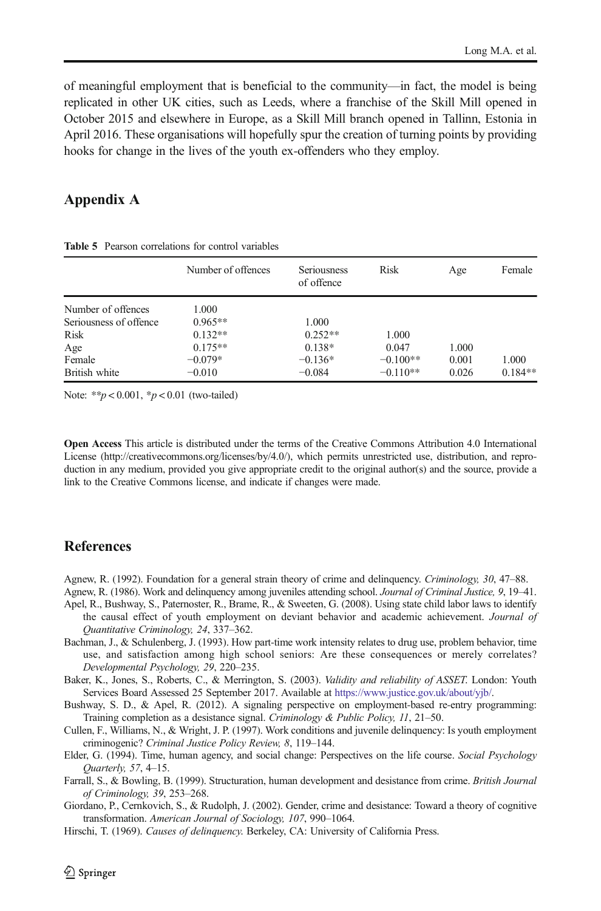of meaningful employment that is beneficial to the community—in fact, the model is being replicated in other UK cities, such as Leeds, where a franchise of the Skill Mill opened in October 2015 and elsewhere in Europe, as a Skill Mill branch opened in Tallinn, Estonia in April 2016. These organisations will hopefully spur the creation of turning points by providing hooks for change in the lives of the youth ex-offenders who they employ.

## Appendix A

**Table 5** Pearson correlations for control variables

| | Number of offences | Seriousness of offence | Risk | Age | Female |
|---|---|---|---|---|---|
| Number of offences | 1.000 | | | | |
| Seriousness of offence | 0.965** | 1.000 | | | |
| Risk | 0.132** | 0.252** | 1.000 | | |
| Age | 0.175** | 0.138* | 0.047 | 1.000 | |
| Female | −0.079* | −0.136* | −0.100** | 0.001 | 1.000 |
| British white | −0.010 | −0.084 | −0.110** | 0.026 | 0.184** |

Note: ** $p < 0.001$, * $p < 0.01$ (two-tailed)

**Open Access** This article is distributed under the terms of the Creative Commons Attribution 4.0 International License (http://creativecommons.org/licenses/by/4.0/), which permits unrestricted use, distribution, and reproduction in any medium, provided you give appropriate credit to the original author(s) and the source, provide a link to the Creative Commons license, and indicate if changes were made.

## References

Agnew, R. (1992). Foundation for a general strain theory of crime and delinquency. *Criminology, 30*, 47–88.

Agnew, R. (1986). Work and delinquency among juveniles attending school. *Journal of Criminal Justice, 9*, 19–41.

Apel, R., Bushway, S., Paternoster, R., Brame, R., & Sweeten, G. (2008). Using state child labor laws to identify the causal effect of youth employment on deviant behavior and academic achievement. *Journal of Quantitative Criminology, 24*, 337–362.

Bachman, J., & Schulenberg, J. (1993). How part-time work intensity relates to drug use, problem behavior, time use, and satisfaction among high school seniors: Are these consequences or merely correlates? *Developmental Psychology, 29*, 220–235.

Baker, K., Jones, S., Roberts, C., & Merrington, S. (2003). *Validity and reliability of ASSET.* London: Youth Services Board Assessed 25 September 2017. Available at https://www.justice.gov.uk/about/yjb/.

Bushway, S. D., & Apel, R. (2012). A signaling perspective on employment-based re-entry programming: Training completion as a desistance signal. *Criminology & Public Policy, 11*, 21–50.

Cullen, F., Williams, N., & Wright, J. P. (1997). Work conditions and juvenile delinquency: Is youth employment criminogenic? *Criminal Justice Policy Review, 8*, 119–144.

Elder, G. (1994). Time, human agency, and social change: Perspectives on the life course. *Social Psychology Quarterly, 57*, 4–15.

Farrall, S., & Bowling, B. (1999). Structuration, human development and desistance from crime. *British Journal of Criminology, 39*, 253–268.

Giordano, P., Cernkovich, S., & Rudolph, J. (2002). Gender, crime and desistance: Toward a theory of cognitive transformation. *American Journal of Sociology, 107*, 990–1064.

Hirschi, T. (1969). *Causes of delinquency.* Berkeley, CA: University of California Press.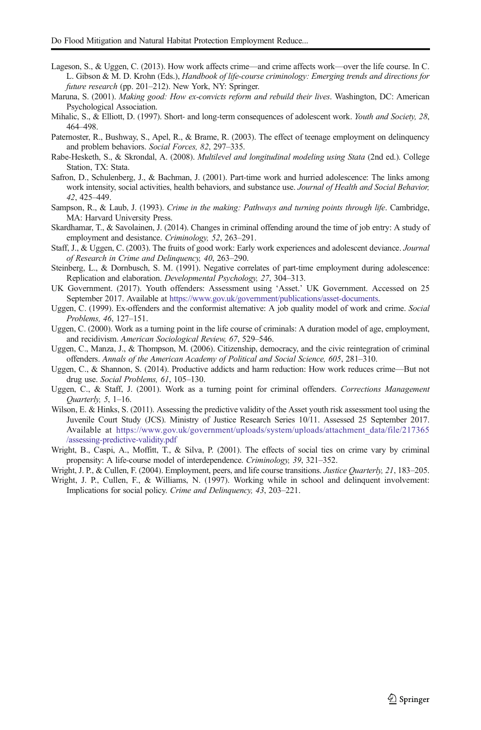Lageson, S., & Uggen, C. (2013). How work affects crime—and crime affects work—over the life course. In C. L. Gibson & M. D. Krohn (Eds.), *Handbook of life-course criminology: Emerging trends and directions for future research* (pp. 201–212). New York, NY: Springer.

Maruna, S. (2001). *Making good: How ex-convicts reform and rebuild their lives*. Washington, DC: American Psychological Association.

Mihalic, S., & Elliott, D. (1997). Short- and long-term consequences of adolescent work. *Youth and Society, 28*, 464–498.

Paternoster, R., Bushway, S., Apel, R., & Brame, R. (2003). The effect of teenage employment on delinquency and problem behaviors. *Social Forces, 82*, 297–335.

Rabe-Hesketh, S., & Skrondal, A. (2008). *Multilevel and longitudinal modeling using Stata* (2nd ed.). College Station, TX: Stata.

Safron, D., Schulenberg, J., & Bachman, J. (2001). Part-time work and hurried adolescence: The links among work intensity, social activities, health behaviors, and substance use. *Journal of Health and Social Behavior, 42*, 425–449.

Sampson, R., & Laub, J. (1993). *Crime in the making: Pathways and turning points through life*. Cambridge, MA: Harvard University Press.

Skardhamar, T., & Savolainen, J. (2014). Changes in criminal offending around the time of job entry: A study of employment and desistance. *Criminology, 52*, 263–291.

Staff, J., & Uggen, C. (2003). The fruits of good work: Early work experiences and adolescent deviance. *Journal of Research in Crime and Delinquency, 40*, 263–290.

Steinberg, L., & Dornbusch, S. M. (1991). Negative correlates of part-time employment during adolescence: Replication and elaboration. *Developmental Psychology, 27*, 304–313.

UK Government. (2017). Youth offenders: Assessment using 'Asset.' UK Government. Accessed on 25 September 2017. Available at https://www.gov.uk/government/publications/asset-documents.

Uggen, C. (1999). Ex-offenders and the conformist alternative: A job quality model of work and crime. *Social Problems, 46*, 127–151.

Uggen, C. (2000). Work as a turning point in the life course of criminals: A duration model of age, employment, and recidivism. *American Sociological Review, 67*, 529–546.

Uggen, C., Manza, J., & Thompson, M. (2006). Citizenship, democracy, and the civic reintegration of criminal offenders. *Annals of the American Academy of Political and Social Science, 605*, 281–310.

Uggen, C., & Shannon, S. (2014). Productive addicts and harm reduction: How work reduces crime—But not drug use. *Social Problems, 61*, 105–130.

Uggen, C., & Staff, J. (2001). Work as a turning point for criminal offenders. *Corrections Management Quarterly, 5*, 1–16.

Wilson, E. & Hinks, S. (2011). Assessing the predictive validity of the Asset youth risk assessment tool using the Juvenile Court Study (JCS). Ministry of Justice Research Series 10/11. Assessed 25 September 2017. Available at https://www.gov.uk/government/uploads/system/uploads/attachment_data/file/217365/assessing-predictive-validity.pdf

Wright, B., Caspi, A., Moffitt, T., & Silva, P. (2001). The effects of social ties on crime vary by criminal propensity: A life-course model of interdependence. *Criminology, 39*, 321–352.

Wright, J. P., & Cullen, F. (2004). Employment, peers, and life course transitions. *Justice Quarterly, 21*, 183–205.

Wright, J. P., Cullen, F., & Williams, N. (1997). Working while in school and delinquent involvement: Implications for social policy. *Crime and Delinquency, 43*, 203–221.